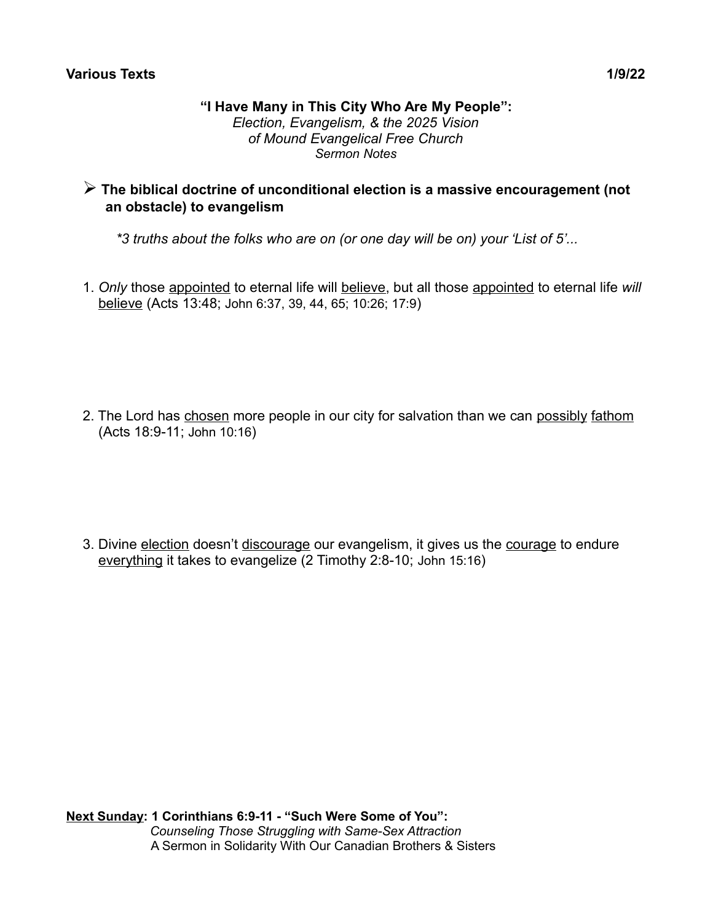**Various Texts** **1/9/22**

## "I Have Many in This City Who Are My People":
*Election, Evangelism, & the 2025 Vision*
*of Mound Evangelical Free Church*
*Sermon Notes*

- **The biblical doctrine of unconditional election is a massive encouragement (not an obstacle) to evangelism**

*\*3 truths about the folks who are on (or one day will be on) your 'List of 5'...*

1. *Only* those <u>appointed</u> to eternal life will <u>believe</u>, but all those <u>appointed</u> to eternal life *will* <u>believe</u> (Acts 13:48; John 6:37, 39, 44, 65; 10:26; 17:9)

2. The Lord has <u>chosen</u> more people in our city for salvation than we can <u>possibly</u> <u>fathom</u> (Acts 18:9-11; John 10:16)

3. Divine <u>election</u> doesn't <u>discourage</u> our evangelism, it gives us the <u>courage</u> to endure <u>everything</u> it takes to evangelize (2 Timothy 2:8-10; John 15:16)

<u>**Next Sunday**</u>**: 1 Corinthians 6:9-11 - "Such Were Some of You":**
*Counseling Those Struggling with Same-Sex Attraction*
A Sermon in Solidarity With Our Canadian Brothers & Sisters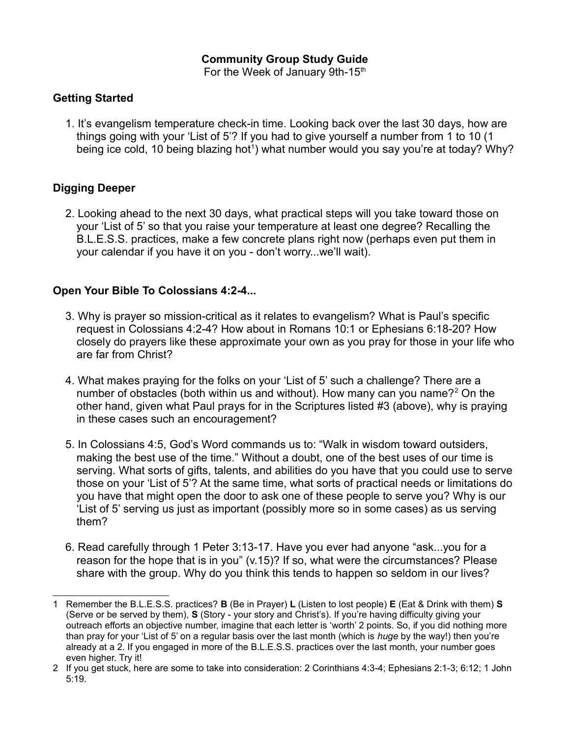**Community Group Study Guide**

For the Week of January 9th-15th

## Getting Started

1. It's evangelism temperature check-in time. Looking back over the last 30 days, how are things going with your 'List of 5'? If you had to give yourself a number from 1 to 10 (1 being ice cold, 10 being blazing hot[1]) what number would you say you're at today? Why?

## Digging Deeper

2. Looking ahead to the next 30 days, what practical steps will you take toward those on your 'List of 5' so that you raise your temperature at least one degree? Recalling the B.L.E.S.S. practices, make a few concrete plans right now (perhaps even put them in your calendar if you have it on you - don't worry...we'll wait).

## Open Your Bible To Colossians 4:2-4...

3. Why is prayer so mission-critical as it relates to evangelism? What is Paul's specific request in Colossians 4:2-4? How about in Romans 10:1 or Ephesians 6:18-20? How closely do prayers like these approximate your own as you pray for those in your life who are far from Christ?

4. What makes praying for the folks on your 'List of 5' such a challenge? There are a number of obstacles (both within us and without). How many can you name?[2] On the other hand, given what Paul prays for in the Scriptures listed #3 (above), why is praying in these cases such an encouragement?

5. In Colossians 4:5, God's Word commands us to: "Walk in wisdom toward outsiders, making the best use of the time." Without a doubt, one of the best uses of our time is serving. What sorts of gifts, talents, and abilities do you have that you could use to serve those on your 'List of 5'? At the same time, what sorts of practical needs or limitations do you have that might open the door to ask one of these people to serve you? Why is our 'List of 5' serving us just as important (possibly more so in some cases) as us serving them?

6. Read carefully through 1 Peter 3:13-17. Have you ever had anyone "ask...you for a reason for the hope that is in you" (v.15)? If so, what were the circumstances? Please share with the group. Why do you think this tends to happen so seldom in our lives?

---

1 Remember the B.L.E.S.S. practices? **B** (Be in Prayer) **L** (Listen to lost people) **E** (Eat & Drink with them) **S** (Serve or be served by them), **S** (Story - your story and Christ's). If you're having difficulty giving your outreach efforts an objective number, imagine that each letter is 'worth' 2 points. So, if you did nothing more than pray for your 'List of 5' on a regular basis over the last month (which is *huge* by the way!) then you're already at a 2. If you engaged in more of the B.L.E.S.S. practices over the last month, your number goes even higher. Try it!

2 If you get stuck, here are some to take into consideration: 2 Corinthians 4:3-4; Ephesians 2:1-3; 6:12; 1 John 5:19.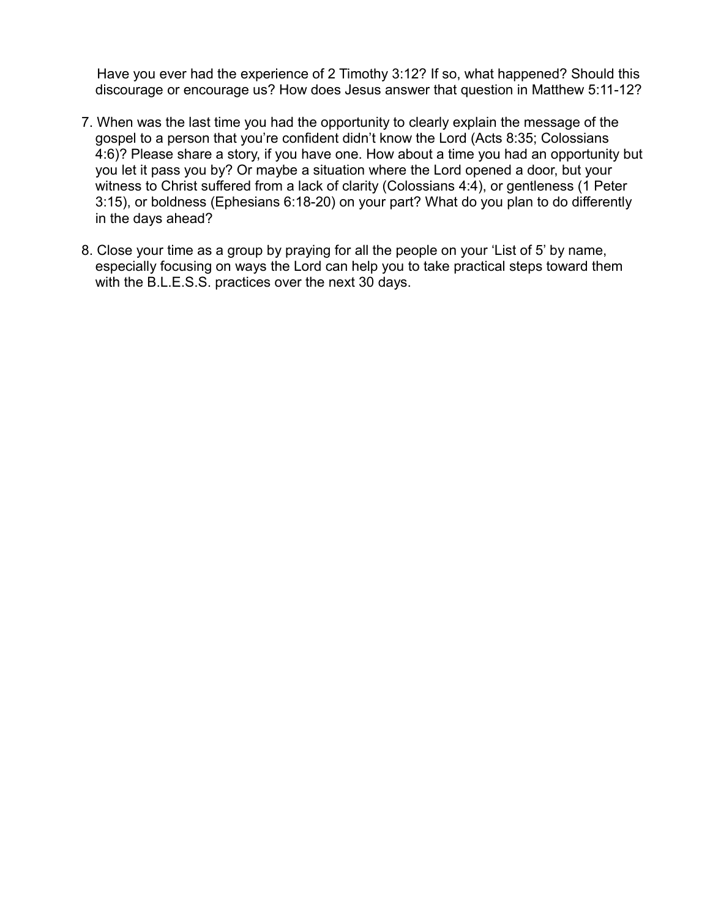Have you ever had the experience of 2 Timothy 3:12? If so, what happened? Should this discourage or encourage us? How does Jesus answer that question in Matthew 5:11-12?

7. When was the last time you had the opportunity to clearly explain the message of the gospel to a person that you're confident didn't know the Lord (Acts 8:35; Colossians 4:6)? Please share a story, if you have one. How about a time you had an opportunity but you let it pass you by? Or maybe a situation where the Lord opened a door, but your witness to Christ suffered from a lack of clarity (Colossians 4:4), or gentleness (1 Peter 3:15), or boldness (Ephesians 6:18-20) on your part? What do you plan to do differently in the days ahead?

8. Close your time as a group by praying for all the people on your 'List of 5' by name, especially focusing on ways the Lord can help you to take practical steps toward them with the B.L.E.S.S. practices over the next 30 days.